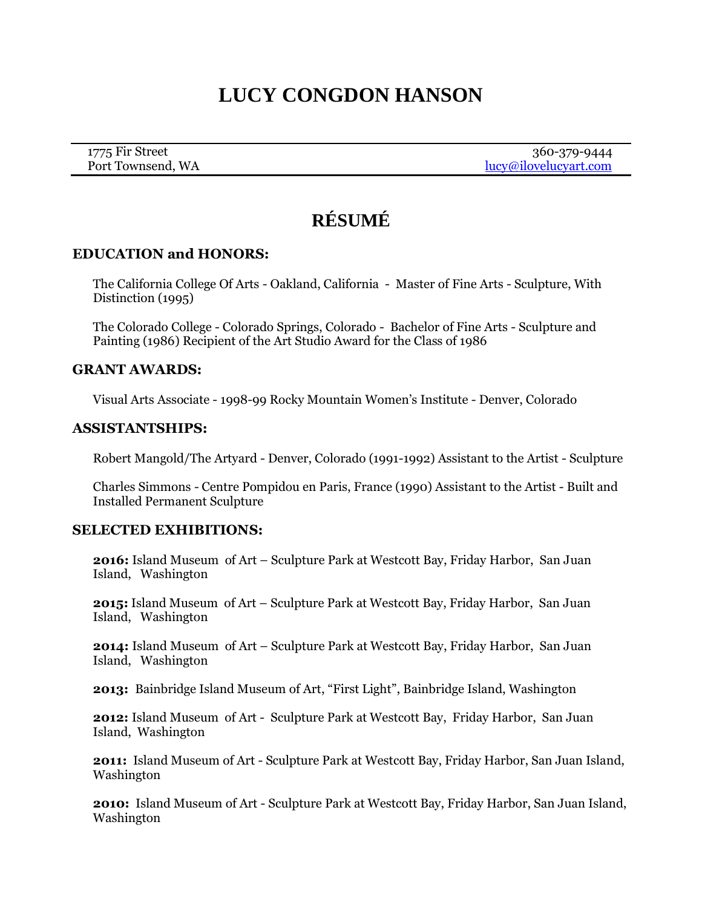# LUCY CONGDON HANSON

1775 Fir Street
Port Townsend, WA

360-379-9444
lucy@ilovelucyart.com

## RÉSUMÉ

### EDUCATION and HONORS:

The California College Of Arts - Oakland, California - Master of Fine Arts - Sculpture, With Distinction (1995)

The Colorado College - Colorado Springs, Colorado - Bachelor of Fine Arts - Sculpture and Painting (1986) Recipient of the Art Studio Award for the Class of 1986

### GRANT AWARDS:

Visual Arts Associate - 1998-99 Rocky Mountain Women's Institute - Denver, Colorado

### ASSISTANTSHIPS:

Robert Mangold/The Artyard - Denver, Colorado (1991-1992) Assistant to the Artist - Sculpture

Charles Simmons - Centre Pompidou en Paris, France (1990) Assistant to the Artist - Built and Installed Permanent Sculpture

### SELECTED EXHIBITIONS:

**2016:** Island Museum of Art – Sculpture Park at Westcott Bay, Friday Harbor, San Juan Island, Washington

**2015:** Island Museum of Art – Sculpture Park at Westcott Bay, Friday Harbor, San Juan Island, Washington

**2014:** Island Museum of Art – Sculpture Park at Westcott Bay, Friday Harbor, San Juan Island, Washington

**2013:** Bainbridge Island Museum of Art, "First Light", Bainbridge Island, Washington

**2012:** Island Museum of Art - Sculpture Park at Westcott Bay, Friday Harbor, San Juan Island, Washington

**2011:** Island Museum of Art - Sculpture Park at Westcott Bay, Friday Harbor, San Juan Island, Washington

**2010:** Island Museum of Art - Sculpture Park at Westcott Bay, Friday Harbor, San Juan Island, Washington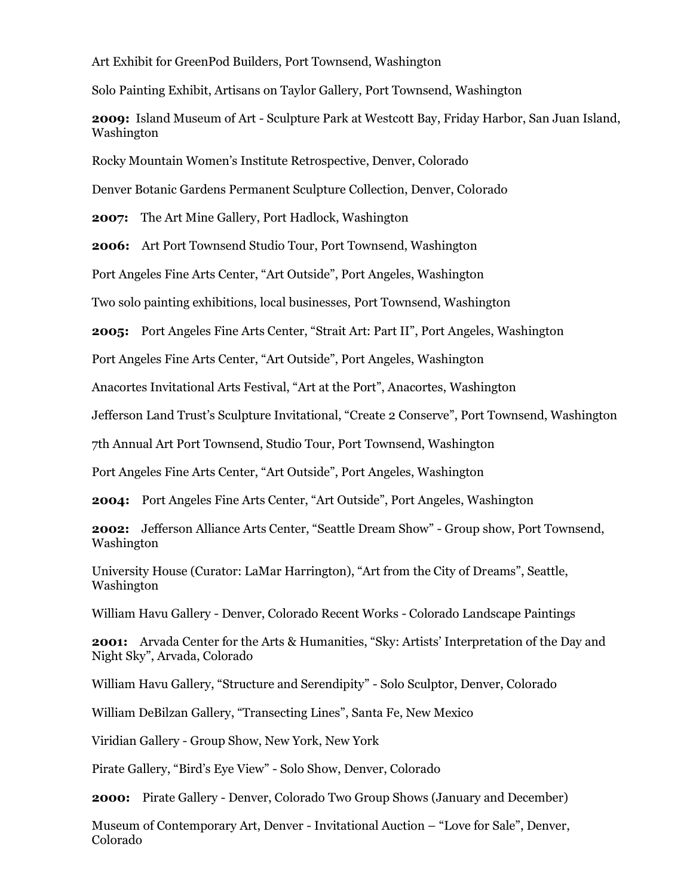Art Exhibit for GreenPod Builders, Port Townsend, Washington

Solo Painting Exhibit, Artisans on Taylor Gallery, Port Townsend, Washington

**2009:** Island Museum of Art - Sculpture Park at Westcott Bay, Friday Harbor, San Juan Island, Washington

Rocky Mountain Women's Institute Retrospective, Denver, Colorado

Denver Botanic Gardens Permanent Sculpture Collection, Denver, Colorado

**2007:** The Art Mine Gallery, Port Hadlock, Washington

**2006:** Art Port Townsend Studio Tour, Port Townsend, Washington

Port Angeles Fine Arts Center, "Art Outside", Port Angeles, Washington

Two solo painting exhibitions, local businesses, Port Townsend, Washington

**2005:** Port Angeles Fine Arts Center, "Strait Art: Part II", Port Angeles, Washington

Port Angeles Fine Arts Center, "Art Outside", Port Angeles, Washington

Anacortes Invitational Arts Festival, "Art at the Port", Anacortes, Washington

Jefferson Land Trust's Sculpture Invitational, "Create 2 Conserve", Port Townsend, Washington

7th Annual Art Port Townsend, Studio Tour, Port Townsend, Washington

Port Angeles Fine Arts Center, "Art Outside", Port Angeles, Washington

**2004:** Port Angeles Fine Arts Center, "Art Outside", Port Angeles, Washington

**2002:** Jefferson Alliance Arts Center, "Seattle Dream Show" - Group show, Port Townsend, Washington

University House (Curator: LaMar Harrington), "Art from the City of Dreams", Seattle, Washington

William Havu Gallery - Denver, Colorado Recent Works - Colorado Landscape Paintings

**2001:** Arvada Center for the Arts & Humanities, "Sky: Artists' Interpretation of the Day and Night Sky", Arvada, Colorado

William Havu Gallery, "Structure and Serendipity" - Solo Sculptor, Denver, Colorado

William DeBilzan Gallery, "Transecting Lines", Santa Fe, New Mexico

Viridian Gallery - Group Show, New York, New York

Pirate Gallery, "Bird's Eye View" - Solo Show, Denver, Colorado

**2000:** Pirate Gallery - Denver, Colorado Two Group Shows (January and December)

Museum of Contemporary Art, Denver - Invitational Auction – "Love for Sale", Denver, Colorado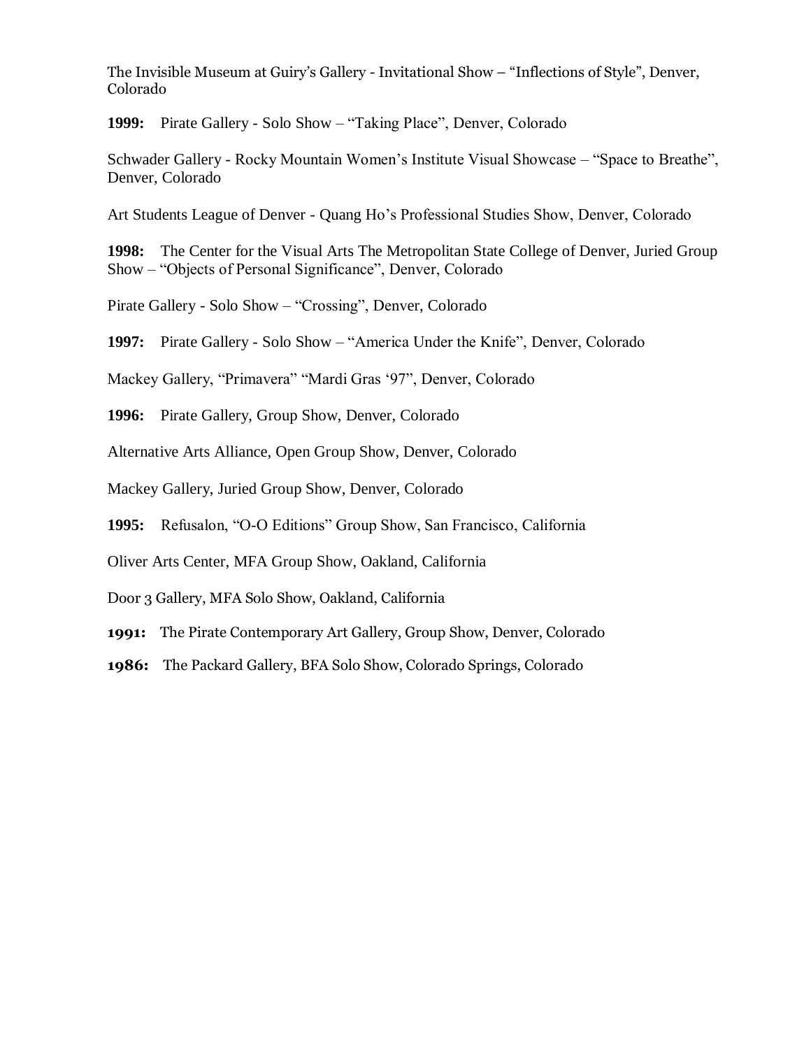The Invisible Museum at Guiry's Gallery - Invitational Show – "Inflections of Style", Denver, Colorado

**1999:** Pirate Gallery - Solo Show – "Taking Place", Denver, Colorado

Schwader Gallery - Rocky Mountain Women's Institute Visual Showcase – "Space to Breathe", Denver, Colorado

Art Students League of Denver - Quang Ho's Professional Studies Show, Denver, Colorado

**1998:** The Center for the Visual Arts The Metropolitan State College of Denver, Juried Group Show – "Objects of Personal Significance", Denver, Colorado

Pirate Gallery - Solo Show – "Crossing", Denver, Colorado

**1997:** Pirate Gallery - Solo Show – "America Under the Knife", Denver, Colorado

Mackey Gallery, "Primavera" "Mardi Gras '97", Denver, Colorado

**1996:** Pirate Gallery, Group Show, Denver, Colorado

Alternative Arts Alliance, Open Group Show, Denver, Colorado

Mackey Gallery, Juried Group Show, Denver, Colorado

**1995:** Refusalon, "O-O Editions" Group Show, San Francisco, California

Oliver Arts Center, MFA Group Show, Oakland, California

Door 3 Gallery, MFA Solo Show, Oakland, California

**1991:** The Pirate Contemporary Art Gallery, Group Show, Denver, Colorado

**1986:** The Packard Gallery, BFA Solo Show, Colorado Springs, Colorado